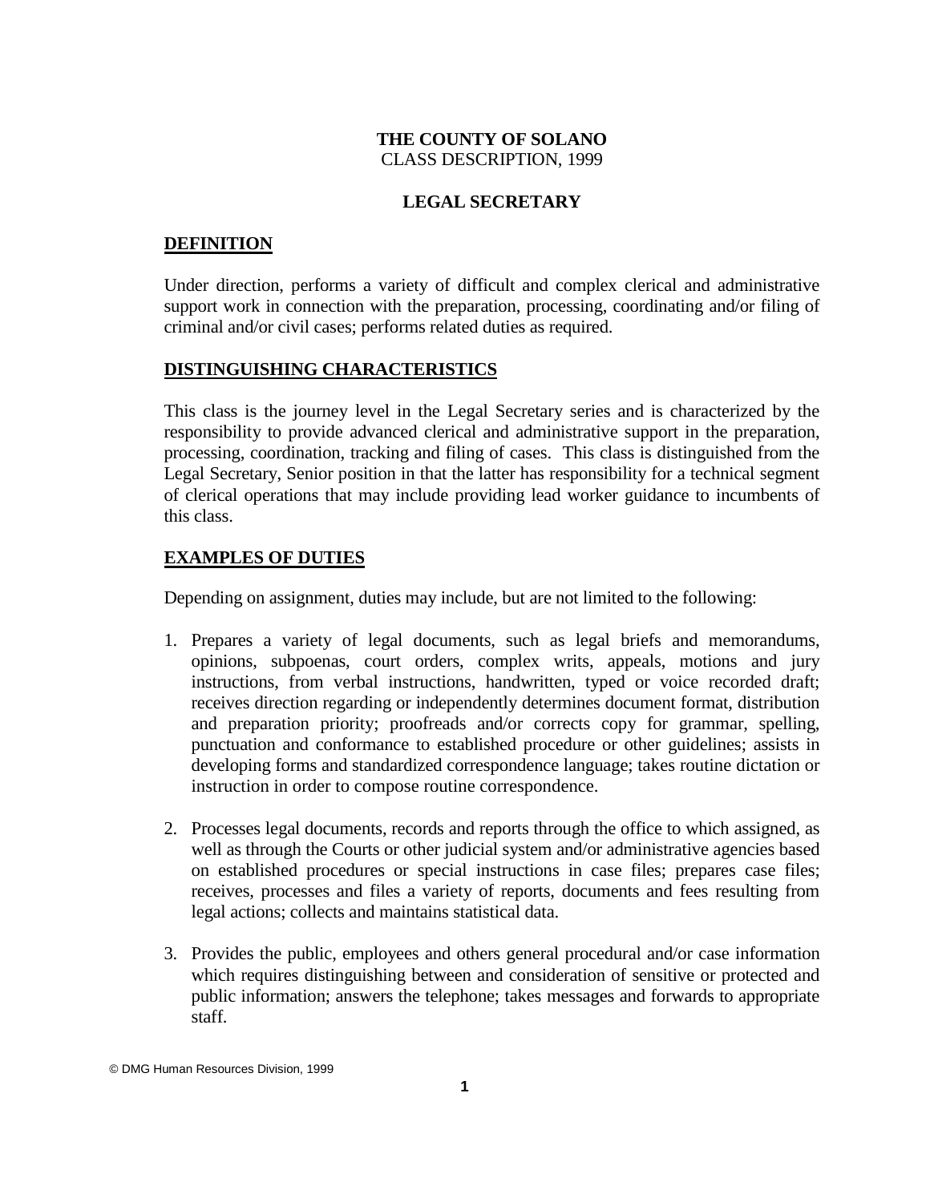**THE COUNTY OF SOLANO**
CLASS DESCRIPTION, 1999

**LEGAL SECRETARY**

## DEFINITION

Under direction, performs a variety of difficult and complex clerical and administrative support work in connection with the preparation, processing, coordinating and/or filing of criminal and/or civil cases; performs related duties as required.

## DISTINGUISHING CHARACTERISTICS

This class is the journey level in the Legal Secretary series and is characterized by the responsibility to provide advanced clerical and administrative support in the preparation, processing, coordination, tracking and filing of cases. This class is distinguished from the Legal Secretary, Senior position in that the latter has responsibility for a technical segment of clerical operations that may include providing lead worker guidance to incumbents of this class.

## EXAMPLES OF DUTIES

Depending on assignment, duties may include, but are not limited to the following:

1. Prepares a variety of legal documents, such as legal briefs and memorandums, opinions, subpoenas, court orders, complex writs, appeals, motions and jury instructions, from verbal instructions, handwritten, typed or voice recorded draft; receives direction regarding or independently determines document format, distribution and preparation priority; proofreads and/or corrects copy for grammar, spelling, punctuation and conformance to established procedure or other guidelines; assists in developing forms and standardized correspondence language; takes routine dictation or instruction in order to compose routine correspondence.

2. Processes legal documents, records and reports through the office to which assigned, as well as through the Courts or other judicial system and/or administrative agencies based on established procedures or special instructions in case files; prepares case files; receives, processes and files a variety of reports, documents and fees resulting from legal actions; collects and maintains statistical data.

3. Provides the public, employees and others general procedural and/or case information which requires distinguishing between and consideration of sensitive or protected and public information; answers the telephone; takes messages and forwards to appropriate staff.

© DMG Human Resources Division, 1999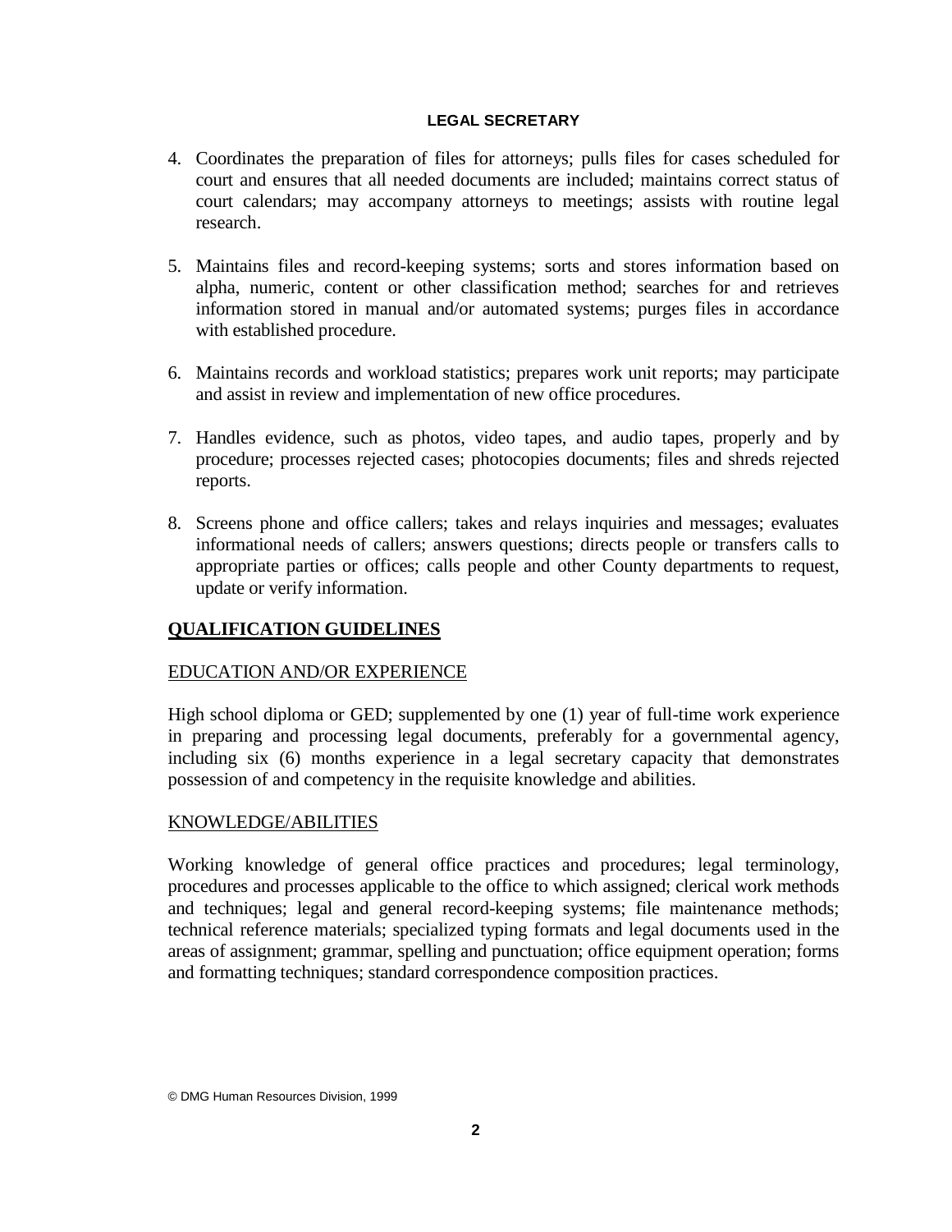4. Coordinates the preparation of files for attorneys; pulls files for cases scheduled for court and ensures that all needed documents are included; maintains correct status of court calendars; may accompany attorneys to meetings; assists with routine legal research.

5. Maintains files and record-keeping systems; sorts and stores information based on alpha, numeric, content or other classification method; searches for and retrieves information stored in manual and/or automated systems; purges files in accordance with established procedure.

6. Maintains records and workload statistics; prepares work unit reports; may participate and assist in review and implementation of new office procedures.

7. Handles evidence, such as photos, video tapes, and audio tapes, properly and by procedure; processes rejected cases; photocopies documents; files and shreds rejected reports.

8. Screens phone and office callers; takes and relays inquiries and messages; evaluates informational needs of callers; answers questions; directs people or transfers calls to appropriate parties or offices; calls people and other County departments to request, update or verify information.

## QUALIFICATION GUIDELINES

### EDUCATION AND/OR EXPERIENCE

High school diploma or GED; supplemented by one (1) year of full-time work experience in preparing and processing legal documents, preferably for a governmental agency, including six (6) months experience in a legal secretary capacity that demonstrates possession of and competency in the requisite knowledge and abilities.

### KNOWLEDGE/ABILITIES

Working knowledge of general office practices and procedures; legal terminology, procedures and processes applicable to the office to which assigned; clerical work methods and techniques; legal and general record-keeping systems; file maintenance methods; technical reference materials; specialized typing formats and legal documents used in the areas of assignment; grammar, spelling and punctuation; office equipment operation; forms and formatting techniques; standard correspondence composition practices.

© DMG Human Resources Division, 1999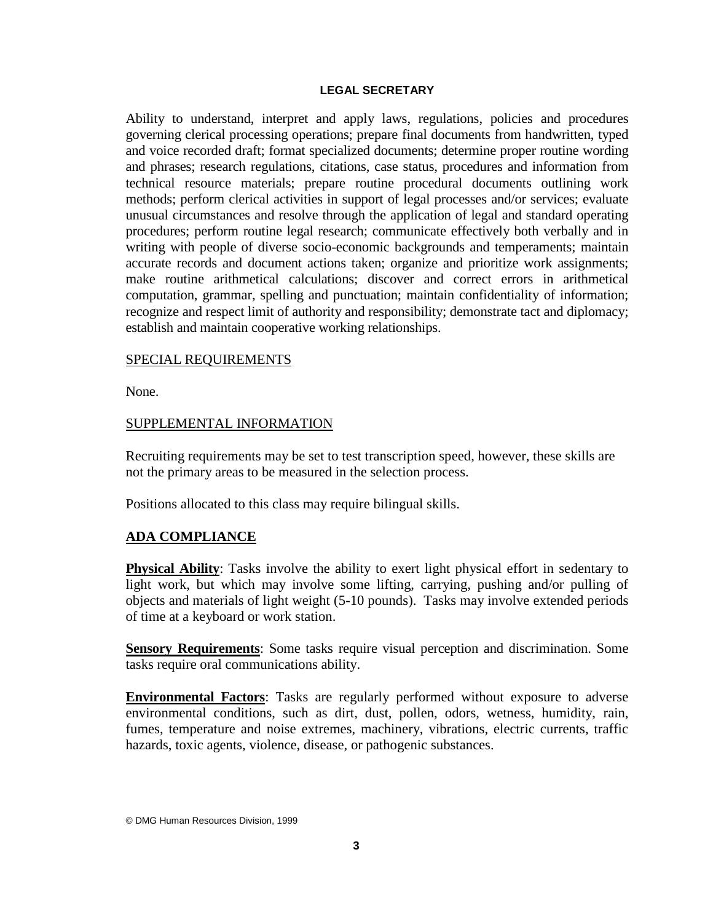**LEGAL SECRETARY**

Ability to understand, interpret and apply laws, regulations, policies and procedures governing clerical processing operations; prepare final documents from handwritten, typed and voice recorded draft; format specialized documents; determine proper routine wording and phrases; research regulations, citations, case status, procedures and information from technical resource materials; prepare routine procedural documents outlining work methods; perform clerical activities in support of legal processes and/or services; evaluate unusual circumstances and resolve through the application of legal and standard operating procedures; perform routine legal research; communicate effectively both verbally and in writing with people of diverse socio-economic backgrounds and temperaments; maintain accurate records and document actions taken; organize and prioritize work assignments; make routine arithmetical calculations; discover and correct errors in arithmetical computation, grammar, spelling and punctuation; maintain confidentiality of information; recognize and respect limit of authority and responsibility; demonstrate tact and diplomacy; establish and maintain cooperative working relationships.

## SPECIAL REQUIREMENTS

None.

## SUPPLEMENTAL INFORMATION

Recruiting requirements may be set to test transcription speed, however, these skills are not the primary areas to be measured in the selection process.

Positions allocated to this class may require bilingual skills.

## ADA COMPLIANCE

**Physical Ability**: Tasks involve the ability to exert light physical effort in sedentary to light work, but which may involve some lifting, carrying, pushing and/or pulling of objects and materials of light weight (5-10 pounds). Tasks may involve extended periods of time at a keyboard or work station.

**Sensory Requirements**: Some tasks require visual perception and discrimination. Some tasks require oral communications ability.

**Environmental Factors**: Tasks are regularly performed without exposure to adverse environmental conditions, such as dirt, dust, pollen, odors, wetness, humidity, rain, fumes, temperature and noise extremes, machinery, vibrations, electric currents, traffic hazards, toxic agents, violence, disease, or pathogenic substances.

© DMG Human Resources Division, 1999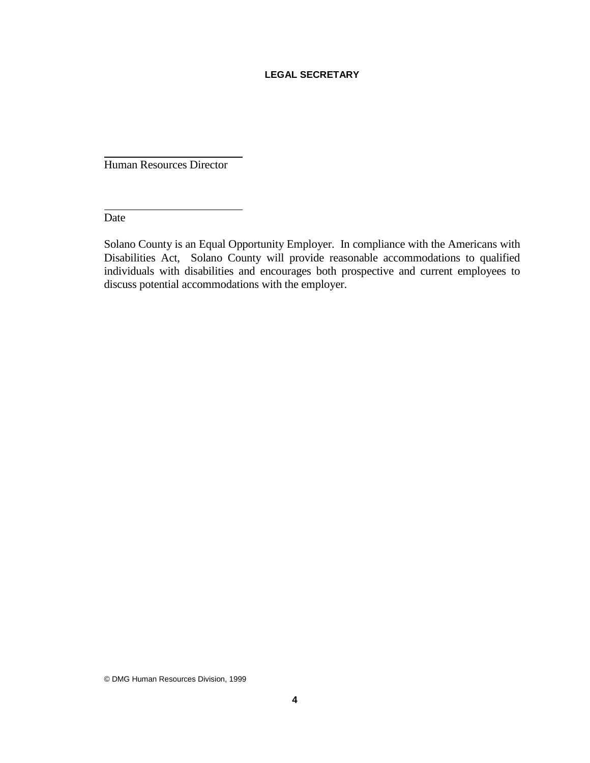**LEGAL SECRETARY**

\_\_\_\_\_\_\_\_\_\_\_\_\_\_\_\_\_\_\_\_\_\_\_\_\_\_\_\_

Human Resources Director

\_\_\_\_\_\_\_\_\_\_\_\_\_\_\_\_\_\_\_\_\_\_\_\_\_\_\_\_

Date

Solano County is an Equal Opportunity Employer. In compliance with the Americans with Disabilities Act, Solano County will provide reasonable accommodations to qualified individuals with disabilities and encourages both prospective and current employees to discuss potential accommodations with the employer.

© DMG Human Resources Division, 1999